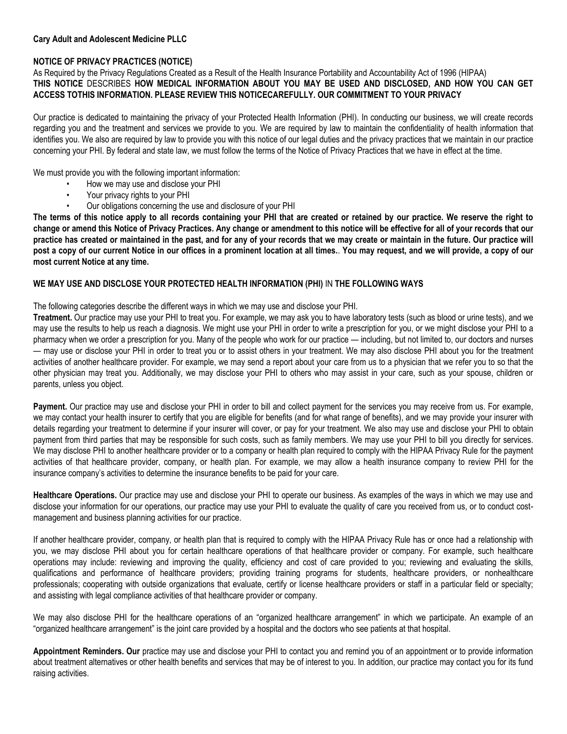**Cary Adult and Adolescent Medicine PLLC**

**NOTICE OF PRIVACY PRACTICES (NOTICE)**

As Required by the Privacy Regulations Created as a Result of the Health Insurance Portability and Accountability Act of 1996 (HIPAA)

**THIS NOTICE** DESCRIBES **HOW MEDICAL INFORMATION ABOUT YOU MAY BE USED AND DISCLOSED, AND HOW YOU CAN GET ACCESS TOTHIS INFORMATION. PLEASE REVIEW THIS NOTICECAREFULLY. OUR COMMITMENT TO YOUR PRIVACY**

Our practice is dedicated to maintaining the privacy of your Protected Health Information (PHI). In conducting our business, we will create records regarding you and the treatment and services we provide to you. We are required by law to maintain the confidentiality of health information that identifies you. We also are required by law to provide you with this notice of our legal duties and the privacy practices that we maintain in our practice concerning your PHI. By federal and state law, we must follow the terms of the Notice of Privacy Practices that we have in effect at the time.

We must provide you with the following important information:

- How we may use and disclose your PHI
- Your privacy rights to your PHI
- Our obligations concerning the use and disclosure of your PHI

**The terms of this notice apply to all records containing your PHI that are created or retained by our practice. We reserve the right to change or amend this Notice of Privacy Practices. Any change or amendment to this notice will be effective for all of your records that our practice has created or maintained in the past, and for any of your records that we may create or maintain in the future. Our practice will post a copy of our current Notice in our offices in a prominent location at all times.. You may request, and we will provide, a copy of our most current Notice at any time.**

**WE MAY USE AND DISCLOSE YOUR PROTECTED HEALTH INFORMATION (PHI)** IN **THE FOLLOWING WAYS**

The following categories describe the different ways in which we may use and disclose your PHI.

**Treatment.** Our practice may use your PHI to treat you. For example, we may ask you to have laboratory tests (such as blood or urine tests), and we may use the results to help us reach a diagnosis. We might use your PHI in order to write a prescription for you, or we might disclose your PHI to a pharmacy when we order a prescription for you. Many of the people who work for our practice — including, but not limited to, our doctors and nurses — may use or disclose your PHI in order to treat you or to assist others in your treatment. We may also disclose PHI about you for the treatment activities of another healthcare provider. For example, we may send a report about your care from us to a physician that we refer you to so that the other physician may treat you. Additionally, we may disclose your PHI to others who may assist in your care, such as your spouse, children or parents, unless you object.

**Payment.** Our practice may use and disclose your PHI in order to bill and collect payment for the services you may receive from us. For example, we may contact your health insurer to certify that you are eligible for benefits (and for what range of benefits), and we may provide your insurer with details regarding your treatment to determine if your insurer will cover, or pay for your treatment. We also may use and disclose your PHI to obtain payment from third parties that may be responsible for such costs, such as family members. We may use your PHI to bill you directly for services. We may disclose PHI to another healthcare provider or to a company or health plan required to comply with the HIPAA Privacy Rule for the payment activities of that healthcare provider, company, or health plan. For example, we may allow a health insurance company to review PHI for the insurance company's activities to determine the insurance benefits to be paid for your care.

**Healthcare Operations.** Our practice may use and disclose your PHI to operate our business. As examples of the ways in which we may use and disclose your information for our operations, our practice may use your PHI to evaluate the quality of care you received from us, or to conduct cost-management and business planning activities for our practice.

If another healthcare provider, company, or health plan that is required to comply with the HIPAA Privacy Rule has or once had a relationship with you, we may disclose PHI about you for certain healthcare operations of that healthcare provider or company. For example, such healthcare operations may include: reviewing and improving the quality, efficiency and cost of care provided to you; reviewing and evaluating the skills, qualifications and performance of healthcare providers; providing training programs for students, healthcare providers, or nonhealthcare professionals; cooperating with outside organizations that evaluate, certify or license healthcare providers or staff in a particular field or specialty; and assisting with legal compliance activities of that healthcare provider or company.

We may also disclose PHI for the healthcare operations of an "organized healthcare arrangement" in which we participate. An example of an "organized healthcare arrangement" is the joint care provided by a hospital and the doctors who see patients at that hospital.

**Appointment Reminders. Our** practice may use and disclose your PHI to contact you and remind you of an appointment or to provide information about treatment alternatives or other health benefits and services that may be of interest to you. In addition, our practice may contact you for its fund raising activities.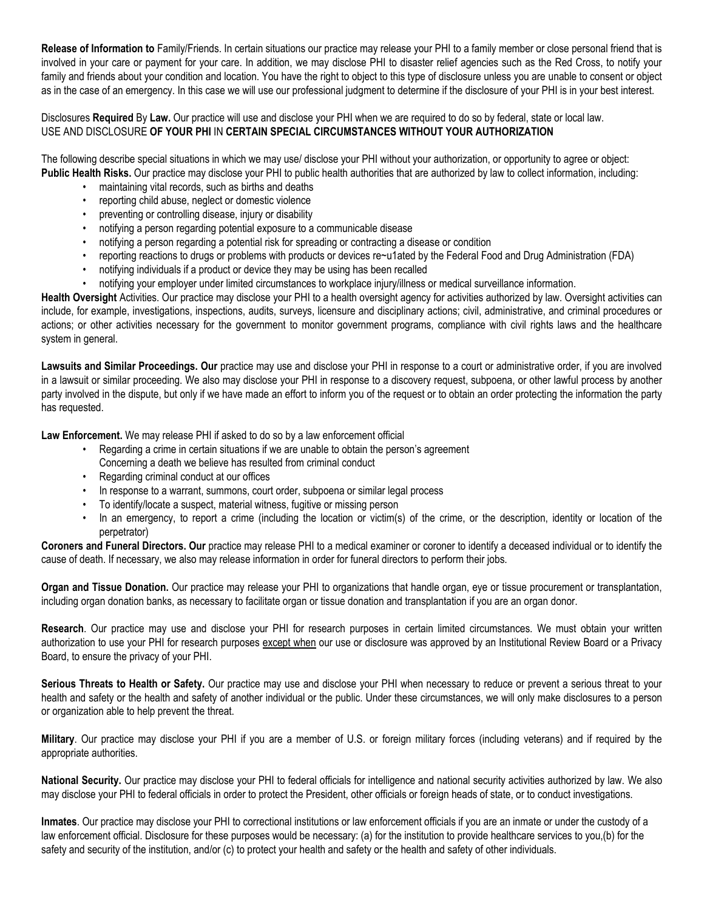**Release of Information to** Family/Friends. In certain situations our practice may release your PHI to a family member or close personal friend that is involved in your care or payment for your care. In addition, we may disclose PHI to disaster relief agencies such as the Red Cross, to notify your family and friends about your condition and location. You have the right to object to this type of disclosure unless you are unable to consent or object as in the case of an emergency. In this case we will use our professional judgment to determine if the disclosure of your PHI is in your best interest.

Disclosures **Required** By **Law.** Our practice will use and disclose your PHI when we are required to do so by federal, state or local law.
USE AND DISCLOSURE **OF YOUR PHI** IN **CERTAIN SPECIAL CIRCUMSTANCES WITHOUT YOUR AUTHORIZATION**

The following describe special situations in which we may use/ disclose your PHI without your authorization, or opportunity to agree or object:
**Public Health Risks.** Our practice may disclose your PHI to public health authorities that are authorized by law to collect information, including:

- maintaining vital records, such as births and deaths
- reporting child abuse, neglect or domestic violence
- preventing or controlling disease, injury or disability
- notifying a person regarding potential exposure to a communicable disease
- notifying a person regarding a potential risk for spreading or contracting a disease or condition
- reporting reactions to drugs or problems with products or devices re~u1ated by the Federal Food and Drug Administration (FDA)
- notifying individuals if a product or device they may be using has been recalled
- notifying your employer under limited circumstances to workplace injury/illness or medical surveillance information.

**Health Oversight** Activities. Our practice may disclose your PHI to a health oversight agency for activities authorized by law. Oversight activities can include, for example, investigations, inspections, audits, surveys, licensure and disciplinary actions; civil, administrative, and criminal procedures or actions; or other activities necessary for the government to monitor government programs, compliance with civil rights laws and the healthcare system in general.

**Lawsuits and Similar Proceedings. Our** practice may use and disclose your PHI in response to a court or administrative order, if you are involved in a lawsuit or similar proceeding. We also may disclose your PHI in response to a discovery request, subpoena, or other lawful process by another party involved in the dispute, but only if we have made an effort to inform you of the request or to obtain an order protecting the information the party has requested.

**Law Enforcement.** We may release PHI if asked to do so by a law enforcement official

- Regarding a crime in certain situations if we are unable to obtain the person's agreement
  Concerning a death we believe has resulted from criminal conduct
- Regarding criminal conduct at our offices
- In response to a warrant, summons, court order, subpoena or similar legal process
- To identify/locate a suspect, material witness, fugitive or missing person
- In an emergency, to report a crime (including the location or victim(s) of the crime, or the description, identity or location of the perpetrator)

**Coroners and Funeral Directors. Our** practice may release PHI to a medical examiner or coroner to identify a deceased individual or to identify the cause of death. If necessary, we also may release information in order for funeral directors to perform their jobs.

**Organ and Tissue Donation.** Our practice may release your PHI to organizations that handle organ, eye or tissue procurement or transplantation, including organ donation banks, as necessary to facilitate organ or tissue donation and transplantation if you are an organ donor.

**Research**. Our practice may use and disclose your PHI for research purposes in certain limited circumstances. We must obtain your written authorization to use your PHI for research purposes except when our use or disclosure was approved by an Institutional Review Board or a Privacy Board, to ensure the privacy of your PHI.

**Serious Threats to Health or Safety.** Our practice may use and disclose your PHI when necessary to reduce or prevent a serious threat to your health and safety or the health and safety of another individual or the public. Under these circumstances, we will only make disclosures to a person or organization able to help prevent the threat.

**Military**. Our practice may disclose your PHI if you are a member of U.S. or foreign military forces (including veterans) and if required by the appropriate authorities.

**National Security.** Our practice may disclose your PHI to federal officials for intelligence and national security activities authorized by law. We also may disclose your PHI to federal officials in order to protect the President, other officials or foreign heads of state, or to conduct investigations.

**Inmates**. Our practice may disclose your PHI to correctional institutions or law enforcement officials if you are an inmate or under the custody of a law enforcement official. Disclosure for these purposes would be necessary: (a) for the institution to provide healthcare services to you,(b) for the safety and security of the institution, and/or (c) to protect your health and safety or the health and safety of other individuals.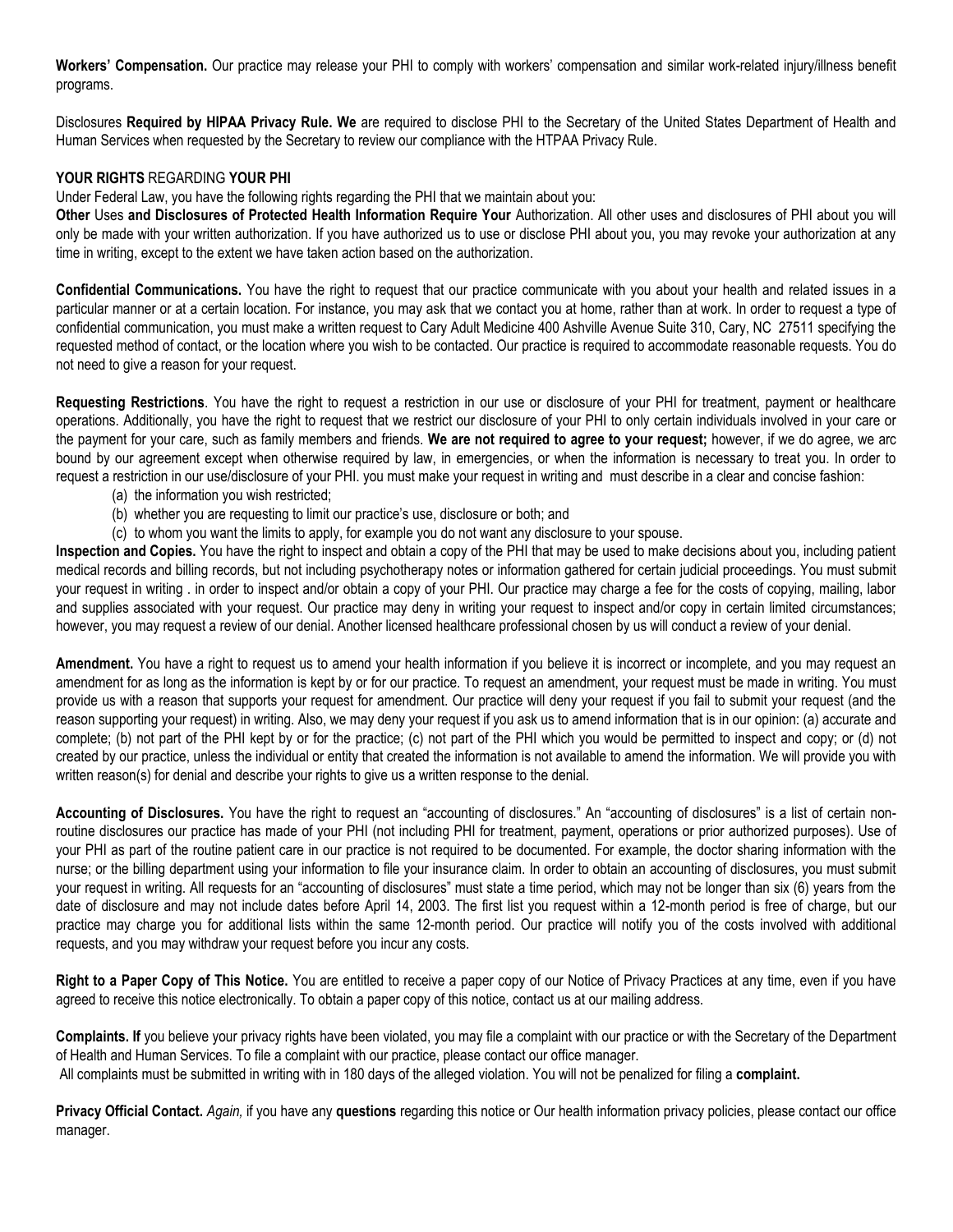**Workers' Compensation.** Our practice may release your PHI to comply with workers' compensation and similar work-related injury/illness benefit programs.

Disclosures **Required by HIPAA Privacy Rule. We** are required to disclose PHI to the Secretary of the United States Department of Health and Human Services when requested by the Secretary to review our compliance with the HTPAA Privacy Rule.

**YOUR RIGHTS** REGARDING **YOUR PHI**

Under Federal Law, you have the following rights regarding the PHI that we maintain about you:

**Other** Uses **and Disclosures of Protected Health Information Require Your** Authorization. All other uses and disclosures of PHI about you will only be made with your written authorization. If you have authorized us to use or disclose PHI about you, you may revoke your authorization at any time in writing, except to the extent we have taken action based on the authorization.

**Confidential Communications.** You have the right to request that our practice communicate with you about your health and related issues in a particular manner or at a certain location. For instance, you may ask that we contact you at home, rather than at work. In order to request a type of confidential communication, you must make a written request to Cary Adult Medicine 400 Ashville Avenue Suite 310, Cary, NC 27511 specifying the requested method of contact, or the location where you wish to be contacted. Our practice is required to accommodate reasonable requests. You do not need to give a reason for your request.

**Requesting Restrictions**. You have the right to request a restriction in our use or disclosure of your PHI for treatment, payment or healthcare operations. Additionally, you have the right to request that we restrict our disclosure of your PHI to only certain individuals involved in your care or the payment for your care, such as family members and friends. **We are not required to agree to your request;** however, if we do agree, we arc bound by our agreement except when otherwise required by law, in emergencies, or when the information is necessary to treat you. In order to request a restriction in our use/disclosure of your PHI. you must make your request in writing and must describe in a clear and concise fashion:

(a) the information you wish restricted;

(b) whether you are requesting to limit our practice's use, disclosure or both; and

(c) to whom you want the limits to apply, for example you do not want any disclosure to your spouse.

**Inspection and Copies.** You have the right to inspect and obtain a copy of the PHI that may be used to make decisions about you, including patient medical records and billing records, but not including psychotherapy notes or information gathered for certain judicial proceedings. You must submit your request in writing . in order to inspect and/or obtain a copy of your PHI. Our practice may charge a fee for the costs of copying, mailing, labor and supplies associated with your request. Our practice may deny in writing your request to inspect and/or copy in certain limited circumstances; however, you may request a review of our denial. Another licensed healthcare professional chosen by us will conduct a review of your denial.

**Amendment.** You have a right to request us to amend your health information if you believe it is incorrect or incomplete, and you may request an amendment for as long as the information is kept by or for our practice. To request an amendment, your request must be made in writing. You must provide us with a reason that supports your request for amendment. Our practice will deny your request if you fail to submit your request (and the reason supporting your request) in writing. Also, we may deny your request if you ask us to amend information that is in our opinion: (a) accurate and complete; (b) not part of the PHI kept by or for the practice; (c) not part of the PHI which you would be permitted to inspect and copy; or (d) not created by our practice, unless the individual or entity that created the information is not available to amend the information. We will provide you with written reason(s) for denial and describe your rights to give us a written response to the denial.

**Accounting of Disclosures.** You have the right to request an "accounting of disclosures." An "accounting of disclosures" is a list of certain non-routine disclosures our practice has made of your PHI (not including PHI for treatment, payment, operations or prior authorized purposes). Use of your PHI as part of the routine patient care in our practice is not required to be documented. For example, the doctor sharing information with the nurse; or the billing department using your information to file your insurance claim. In order to obtain an accounting of disclosures, you must submit your request in writing. All requests for an "accounting of disclosures" must state a time period, which may not be longer than six (6) years from the date of disclosure and may not include dates before April 14, 2003. The first list you request within a 12-month period is free of charge, but our practice may charge you for additional lists within the same 12-month period. Our practice will notify you of the costs involved with additional requests, and you may withdraw your request before you incur any costs.

**Right to a Paper Copy of This Notice.** You are entitled to receive a paper copy of our Notice of Privacy Practices at any time, even if you have agreed to receive this notice electronically. To obtain a paper copy of this notice, contact us at our mailing address.

**Complaints. If** you believe your privacy rights have been violated, you may file a complaint with our practice or with the Secretary of the Department of Health and Human Services. To file a complaint with our practice, please contact our office manager.

All complaints must be submitted in writing with in 180 days of the alleged violation. You will not be penalized for filing a **complaint.**

**Privacy Official Contact.** *Again,* if you have any **questions** regarding this notice or Our health information privacy policies, please contact our office manager.